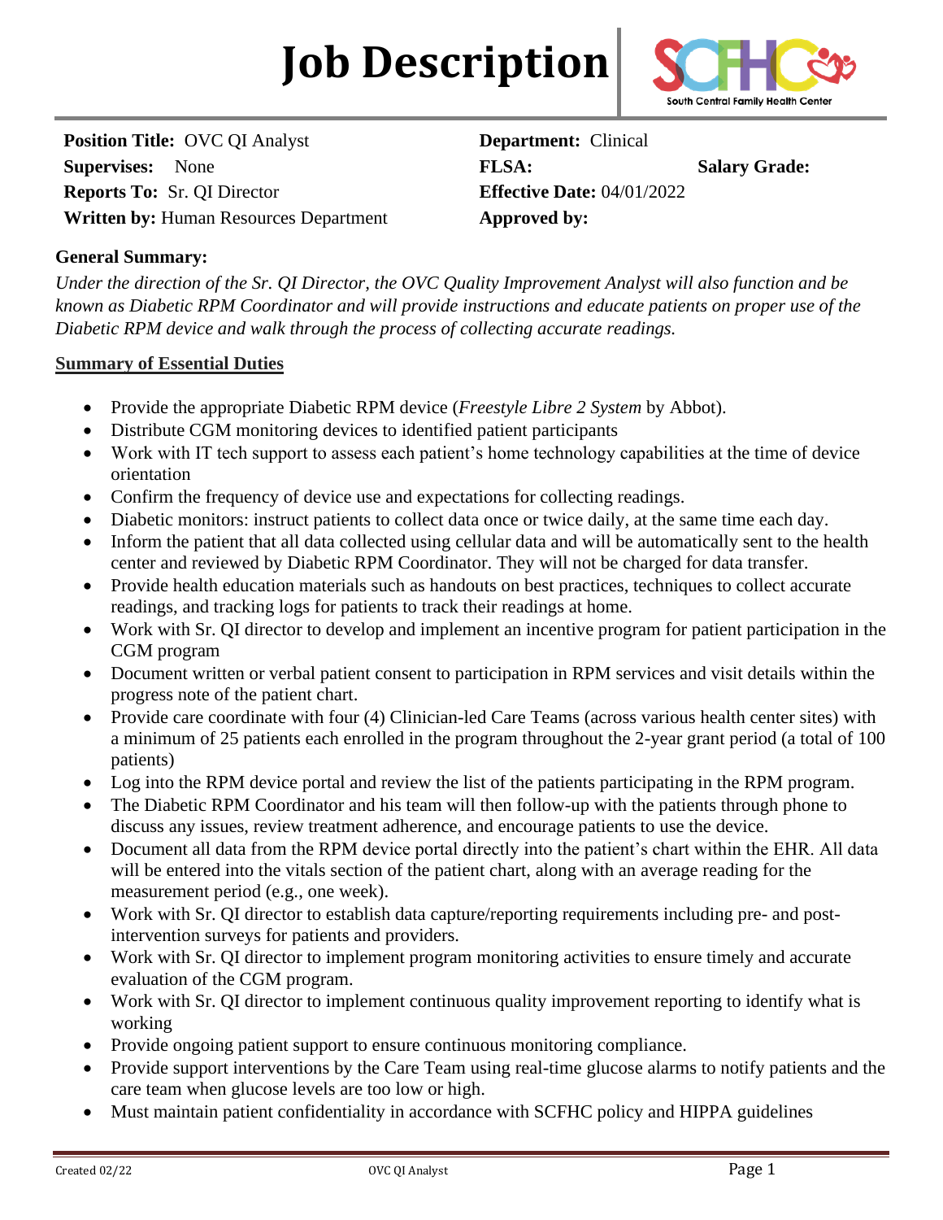# Job Description

South Central Family Health Center

| | | | |
|---|---|---|---|
| **Position Title:** OVC QI Analyst | **Department:** Clinical | | |
| **Supervises:** None | **FLSA:** | **Salary Grade:** | |
| **Reports To:** Sr. QI Director | **Effective Date:** 04/01/2022 | | |
| **Written by:** Human Resources Department | **Approved by:** | | |

**General Summary:**

*Under the direction of the Sr. QI Director, the OVC Quality Improvement Analyst will also function and be known as Diabetic RPM Coordinator and will provide instructions and educate patients on proper use of the Diabetic RPM device and walk through the process of collecting accurate readings.*

**Summary of Essential Duties**

- Provide the appropriate Diabetic RPM device (*Freestyle Libre 2 System* by Abbot).
- Distribute CGM monitoring devices to identified patient participants
- Work with IT tech support to assess each patient's home technology capabilities at the time of device orientation
- Confirm the frequency of device use and expectations for collecting readings.
- Diabetic monitors: instruct patients to collect data once or twice daily, at the same time each day.
- Inform the patient that all data collected using cellular data and will be automatically sent to the health center and reviewed by Diabetic RPM Coordinator. They will not be charged for data transfer.
- Provide health education materials such as handouts on best practices, techniques to collect accurate readings, and tracking logs for patients to track their readings at home.
- Work with Sr. QI director to develop and implement an incentive program for patient participation in the CGM program
- Document written or verbal patient consent to participation in RPM services and visit details within the progress note of the patient chart.
- Provide care coordinate with four (4) Clinician-led Care Teams (across various health center sites) with a minimum of 25 patients each enrolled in the program throughout the 2-year grant period (a total of 100 patients)
- Log into the RPM device portal and review the list of the patients participating in the RPM program.
- The Diabetic RPM Coordinator and his team will then follow-up with the patients through phone to discuss any issues, review treatment adherence, and encourage patients to use the device.
- Document all data from the RPM device portal directly into the patient's chart within the EHR. All data will be entered into the vitals section of the patient chart, along with an average reading for the measurement period (e.g., one week).
- Work with Sr. QI director to establish data capture/reporting requirements including pre- and post-intervention surveys for patients and providers.
- Work with Sr. QI director to implement program monitoring activities to ensure timely and accurate evaluation of the CGM program.
- Work with Sr. QI director to implement continuous quality improvement reporting to identify what is working
- Provide ongoing patient support to ensure continuous monitoring compliance.
- Provide support interventions by the Care Team using real-time glucose alarms to notify patients and the care team when glucose levels are too low or high.
- Must maintain patient confidentiality in accordance with SCFHC policy and HIPPA guidelines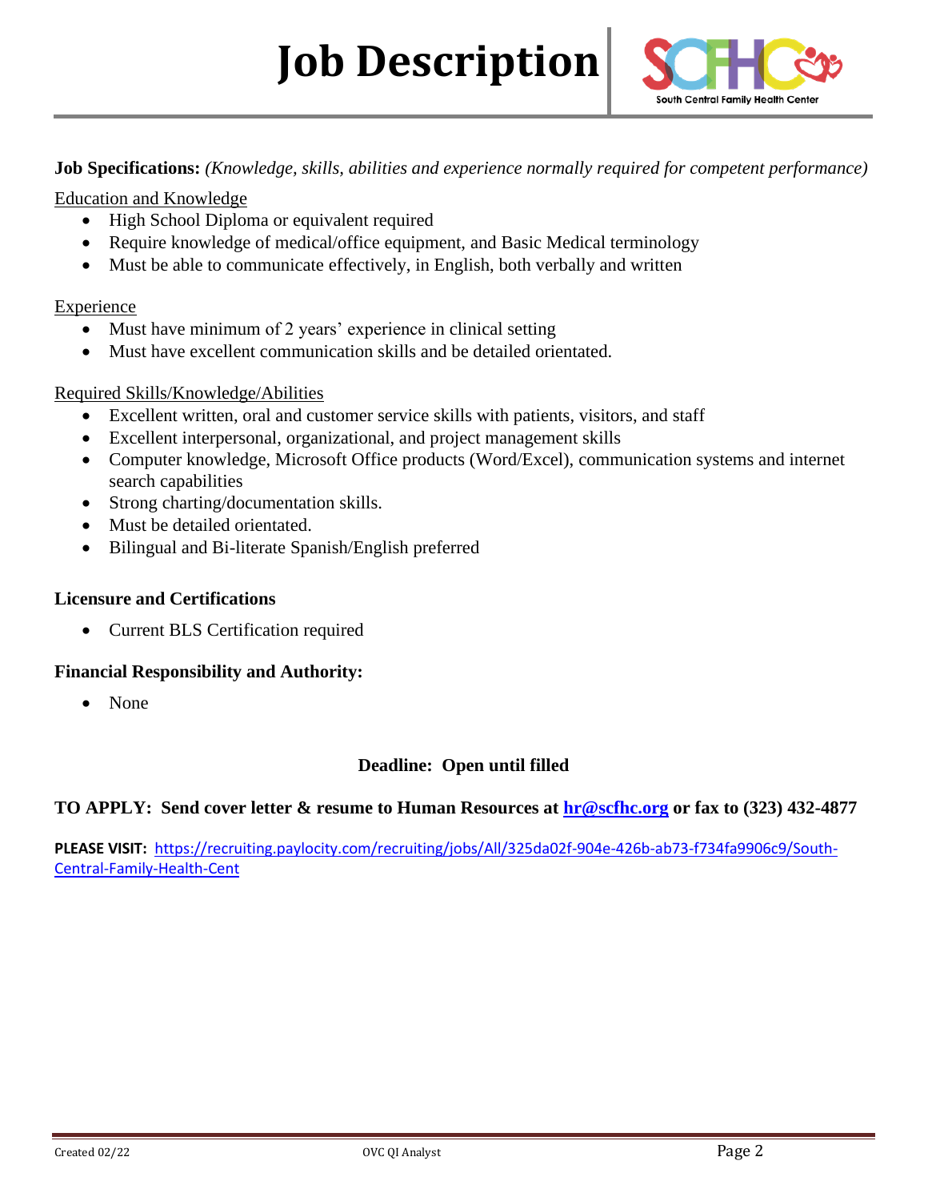**Job Specifications:** *(Knowledge, skills, abilities and experience normally required for competent performance)*

Education and Knowledge

- High School Diploma or equivalent required
- Require knowledge of medical/office equipment, and Basic Medical terminology
- Must be able to communicate effectively, in English, both verbally and written

Experience

- Must have minimum of 2 years' experience in clinical setting
- Must have excellent communication skills and be detailed orientated.

Required Skills/Knowledge/Abilities

- Excellent written, oral and customer service skills with patients, visitors, and staff
- Excellent interpersonal, organizational, and project management skills
- Computer knowledge, Microsoft Office products (Word/Excel), communication systems and internet search capabilities
- Strong charting/documentation skills.
- Must be detailed orientated.
- Bilingual and Bi-literate Spanish/English preferred

**Licensure and Certifications**

- Current BLS Certification required

**Financial Responsibility and Authority:**

- None

**Deadline: Open until filled**

**TO APPLY: Send cover letter & resume to Human Resources at [hr@scfhc.org](mailto:hr@scfhc.org) or fax to (323) 432-4877**

**PLEASE VISIT:** [https://recruiting.paylocity.com/recruiting/jobs/All/325da02f-904e-426b-ab73-f734fa9906c9/South-Central-Family-Health-Cent](https://recruiting.paylocity.com/recruiting/jobs/All/325da02f-904e-426b-ab73-f734fa9906c9/South-Central-Family-Health-Cent)